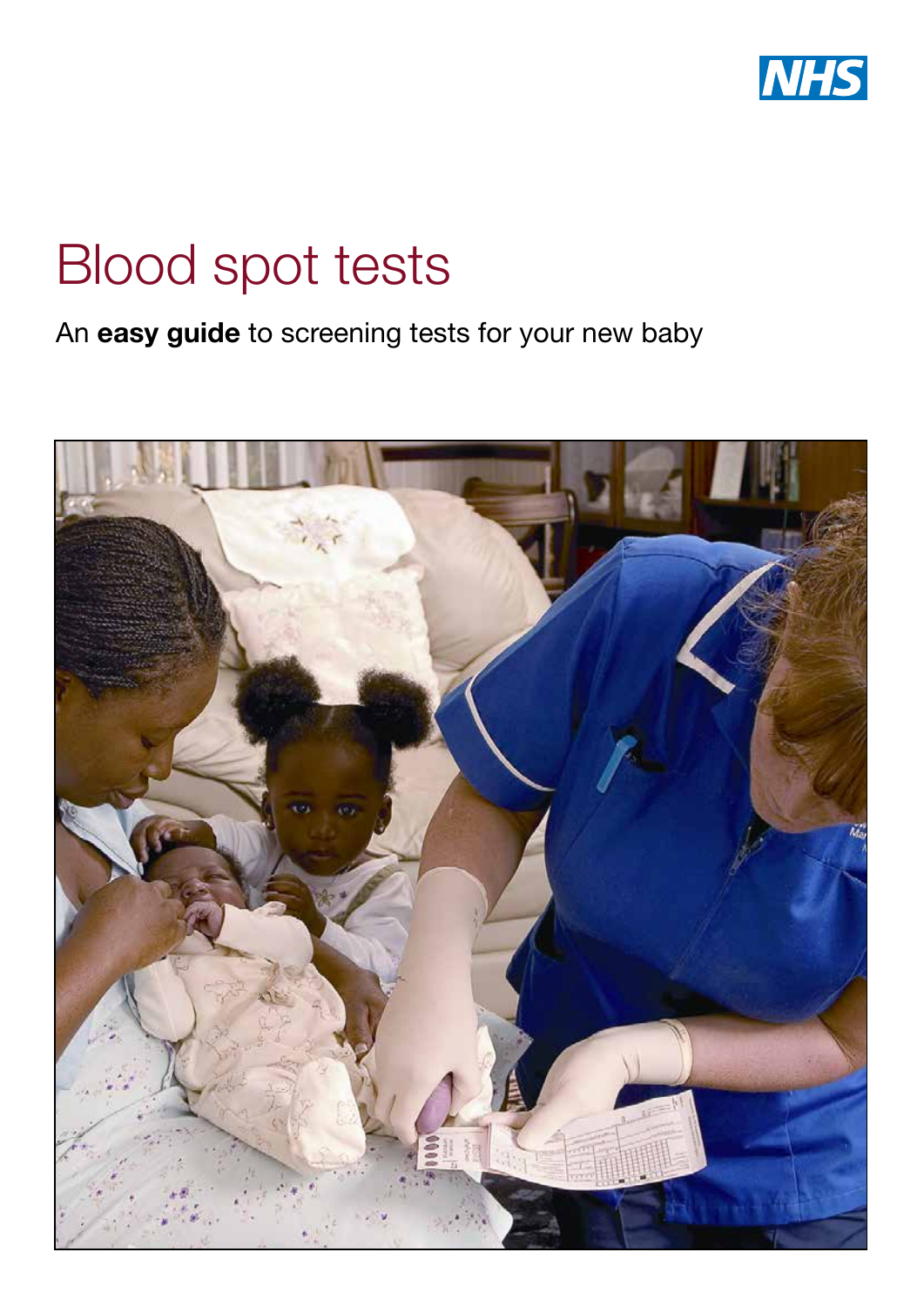NHS

# Blood spot tests

An **easy guide** to screening tests for your new baby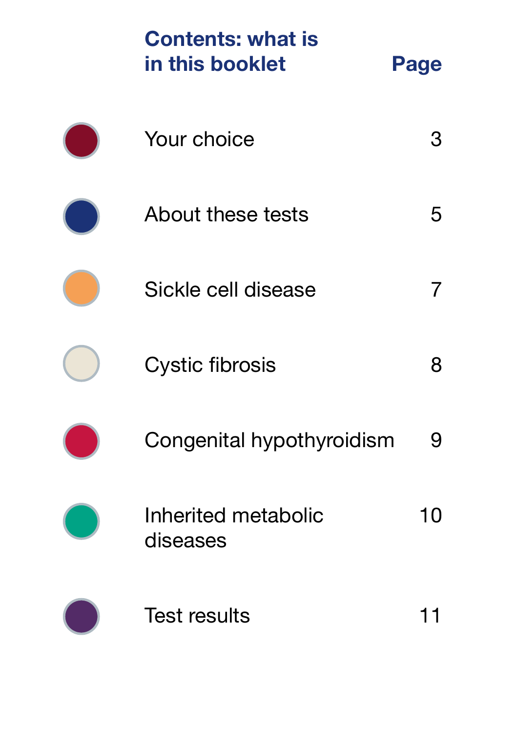## Contents: what is in this booklet

| Section | Page |
| --- | --- |
| Your choice | 3 |
| About these tests | 5 |
| Sickle cell disease | 7 |
| Cystic fibrosis | 8 |
| Congenital hypothyroidism | 9 |
| Inherited metabolic diseases | 10 |
| Test results | 11 |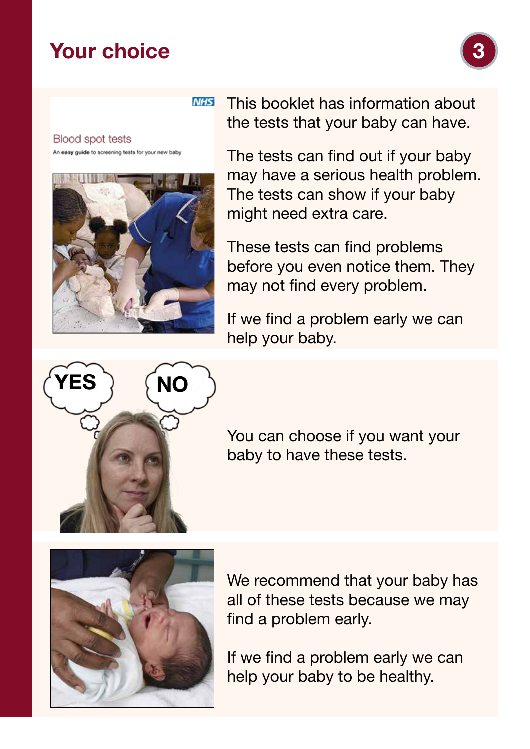# Your choice

This booklet has information about the tests that your baby can have.

The tests can find out if your baby may have a serious health problem. The tests can show if your baby might need extra care.

These tests can find problems before you even notice them. They may not find every problem.

If we find a problem early we can help your baby.

You can choose if you want your baby to have these tests.

We recommend that your baby has all of these tests because we may find a problem early.

If we find a problem early we can help your baby to be healthy.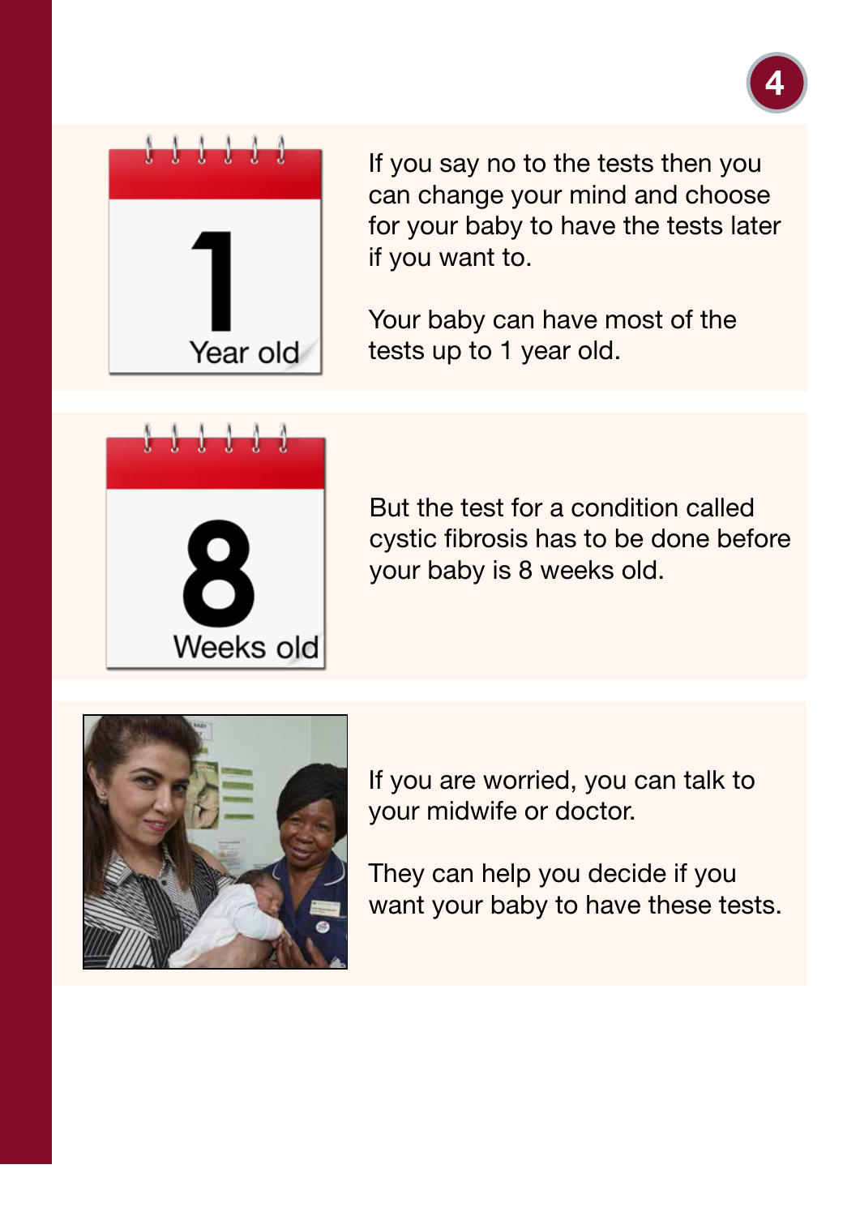1 Year old

If you say no to the tests then you can change your mind and choose for your baby to have the tests later if you want to.

Your baby can have most of the tests up to 1 year old.

8 Weeks old

But the test for a condition called cystic fibrosis has to be done before your baby is 8 weeks old.

If you are worried, you can talk to your midwife or doctor.

They can help you decide if you want your baby to have these tests.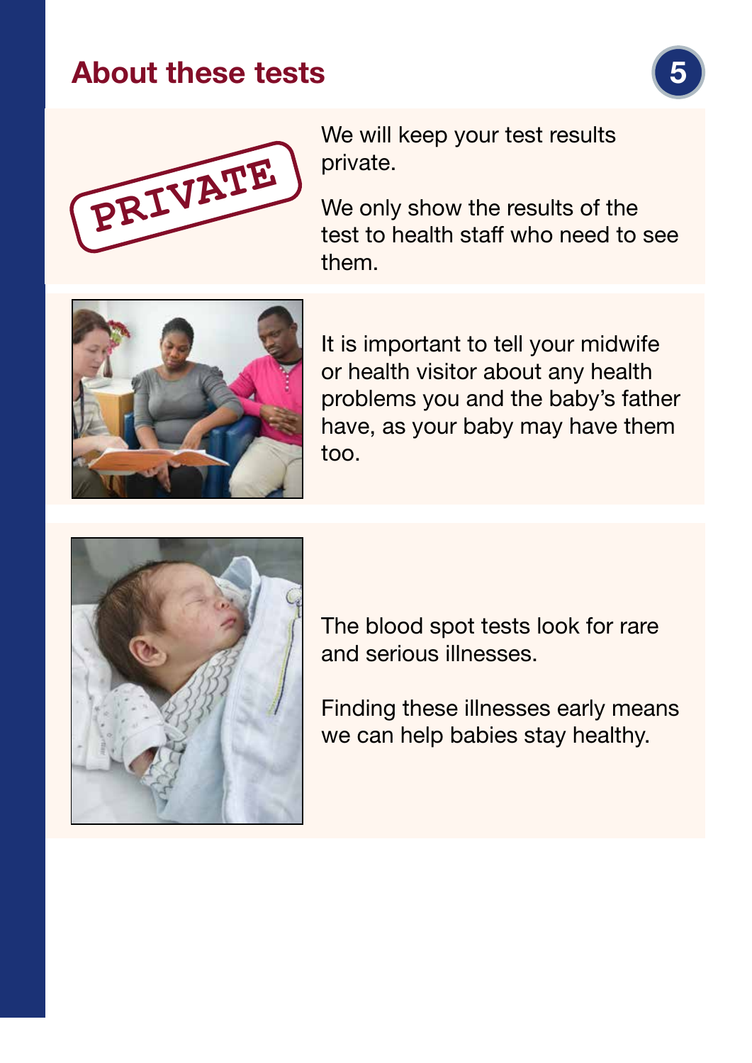## About these tests

We will keep your test results private.

We only show the results of the test to health staff who need to see them.

It is important to tell your midwife or health visitor about any health problems you and the baby's father have, as your baby may have them too.

The blood spot tests look for rare and serious illnesses.

Finding these illnesses early means we can help babies stay healthy.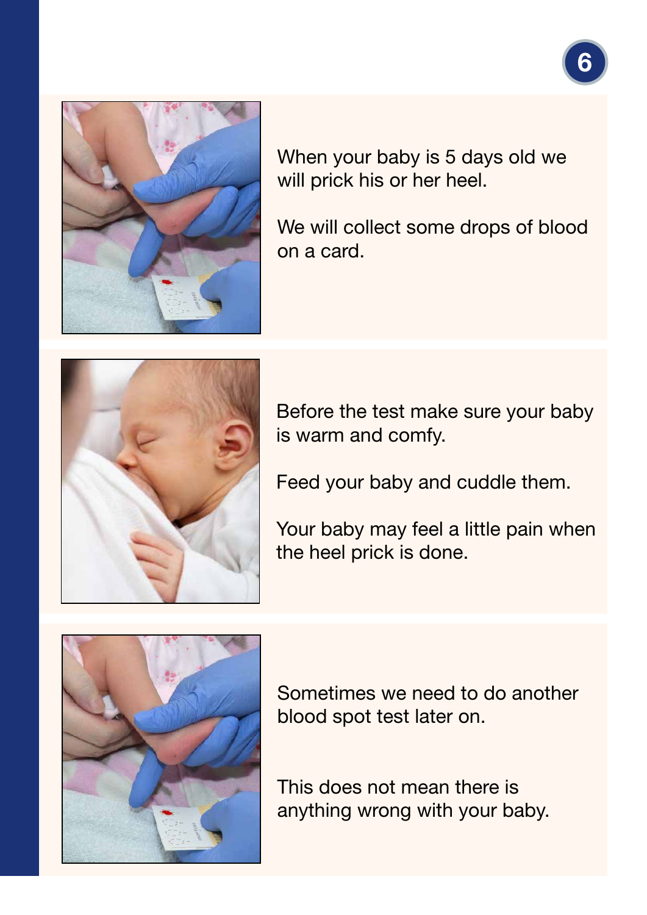When your baby is 5 days old we will prick his or her heel.

We will collect some drops of blood on a card.

Before the test make sure your baby is warm and comfy.

Feed your baby and cuddle them.

Your baby may feel a little pain when the heel prick is done.

Sometimes we need to do another blood spot test later on.

This does not mean there is anything wrong with your baby.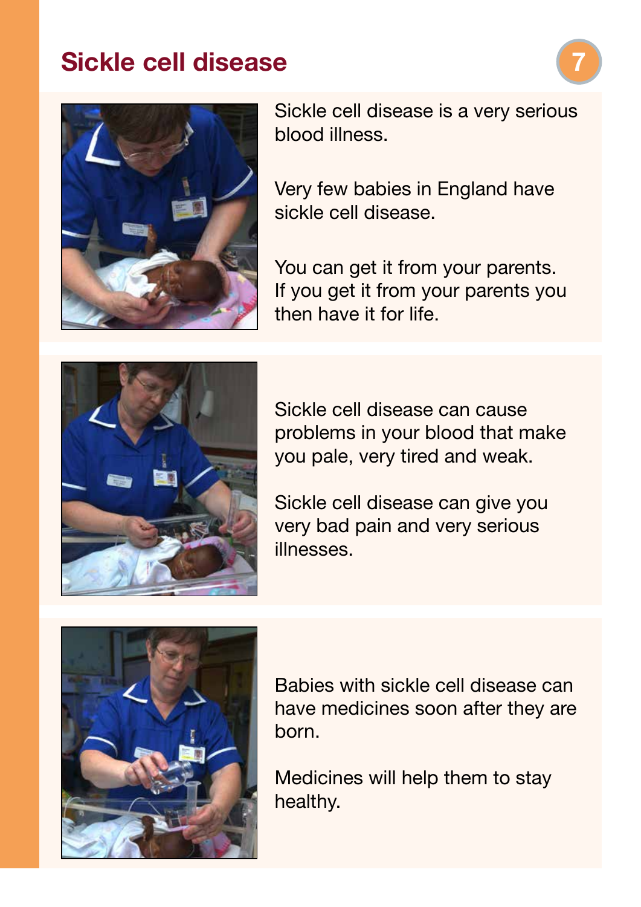# Sickle cell disease

Sickle cell disease is a very serious blood illness.

Very few babies in England have sickle cell disease.

You can get it from your parents. If you get it from your parents you then have it for life.

Sickle cell disease can cause problems in your blood that make you pale, very tired and weak.

Sickle cell disease can give you very bad pain and very serious illnesses.

Babies with sickle cell disease can have medicines soon after they are born.

Medicines will help them to stay healthy.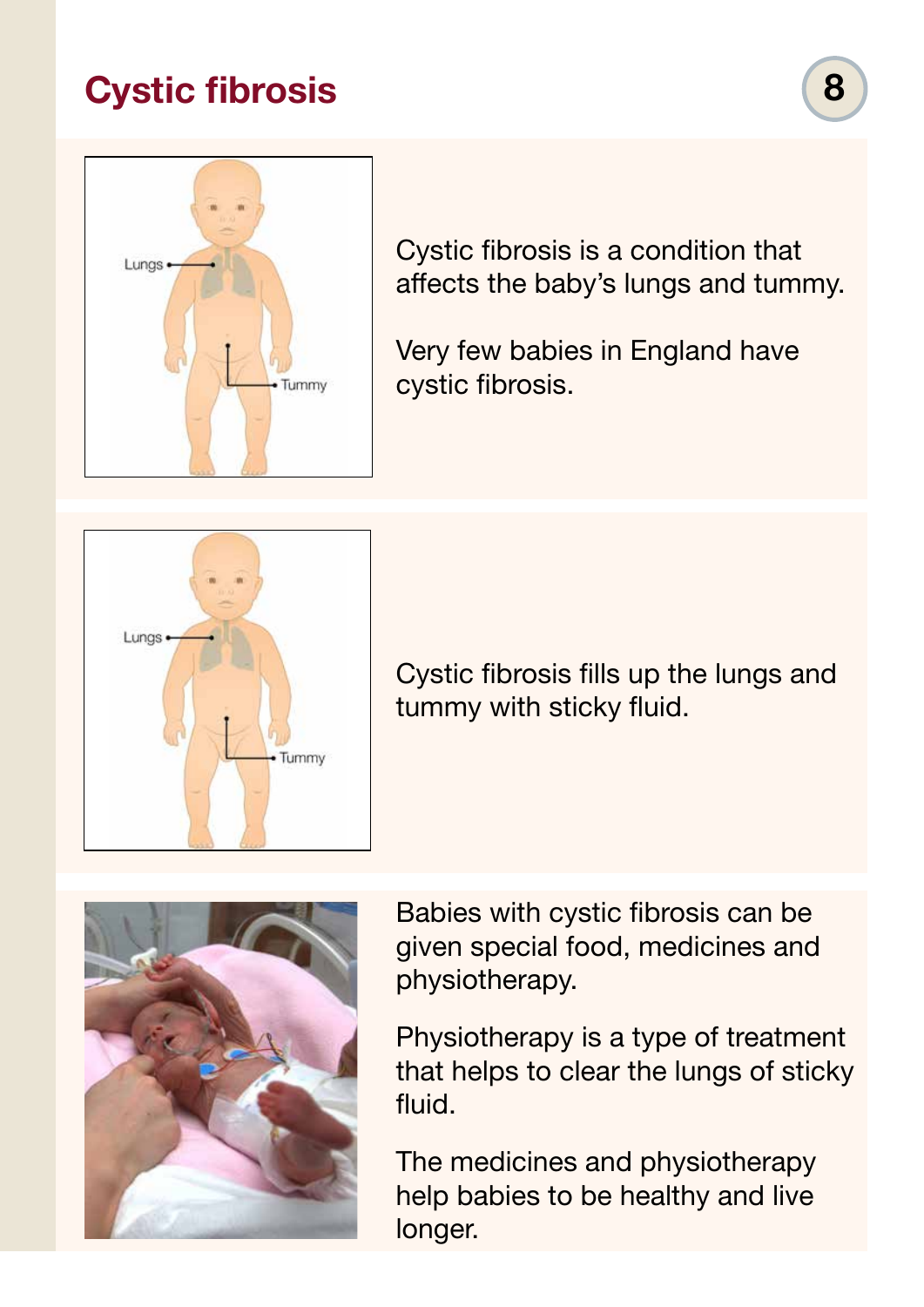# Cystic fibrosis

Cystic fibrosis is a condition that affects the baby's lungs and tummy.

Very few babies in England have cystic fibrosis.

Cystic fibrosis fills up the lungs and tummy with sticky fluid.

Babies with cystic fibrosis can be given special food, medicines and physiotherapy.

Physiotherapy is a type of treatment that helps to clear the lungs of sticky fluid.

The medicines and physiotherapy help babies to be healthy and live longer.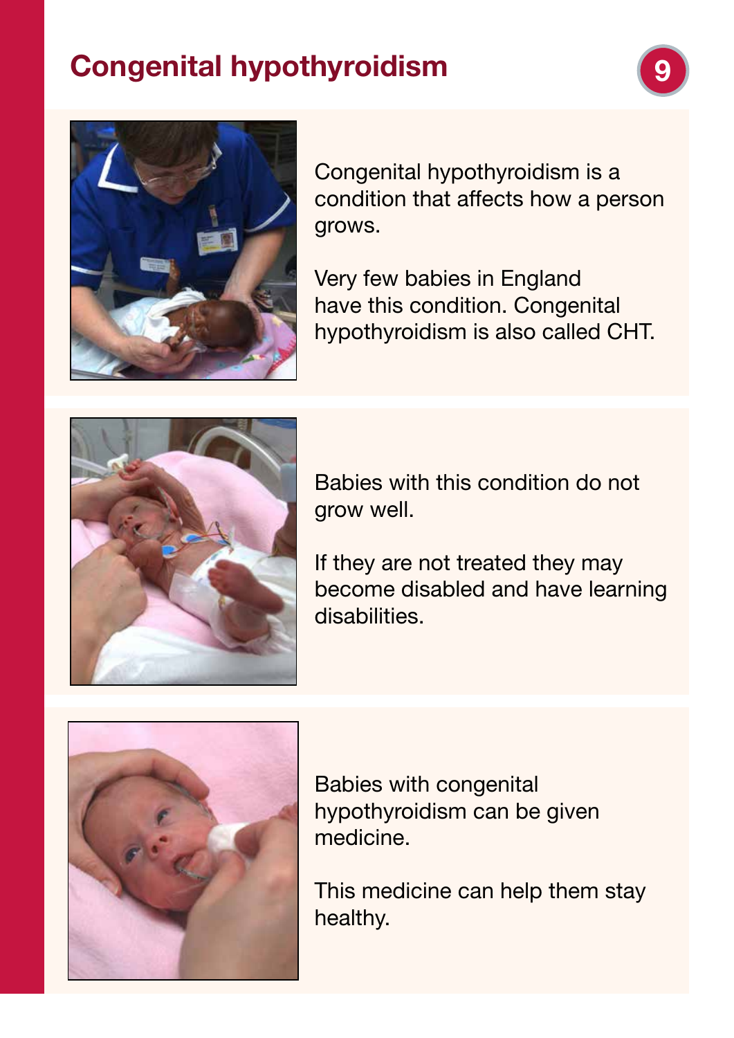# Congenital hypothyroidism

Congenital hypothyroidism is a condition that affects how a person grows.

Very few babies in England have this condition. Congenital hypothyroidism is also called CHT.

Babies with this condition do not grow well.

If they are not treated they may become disabled and have learning disabilities.

Babies with congenital hypothyroidism can be given medicine.

This medicine can help them stay healthy.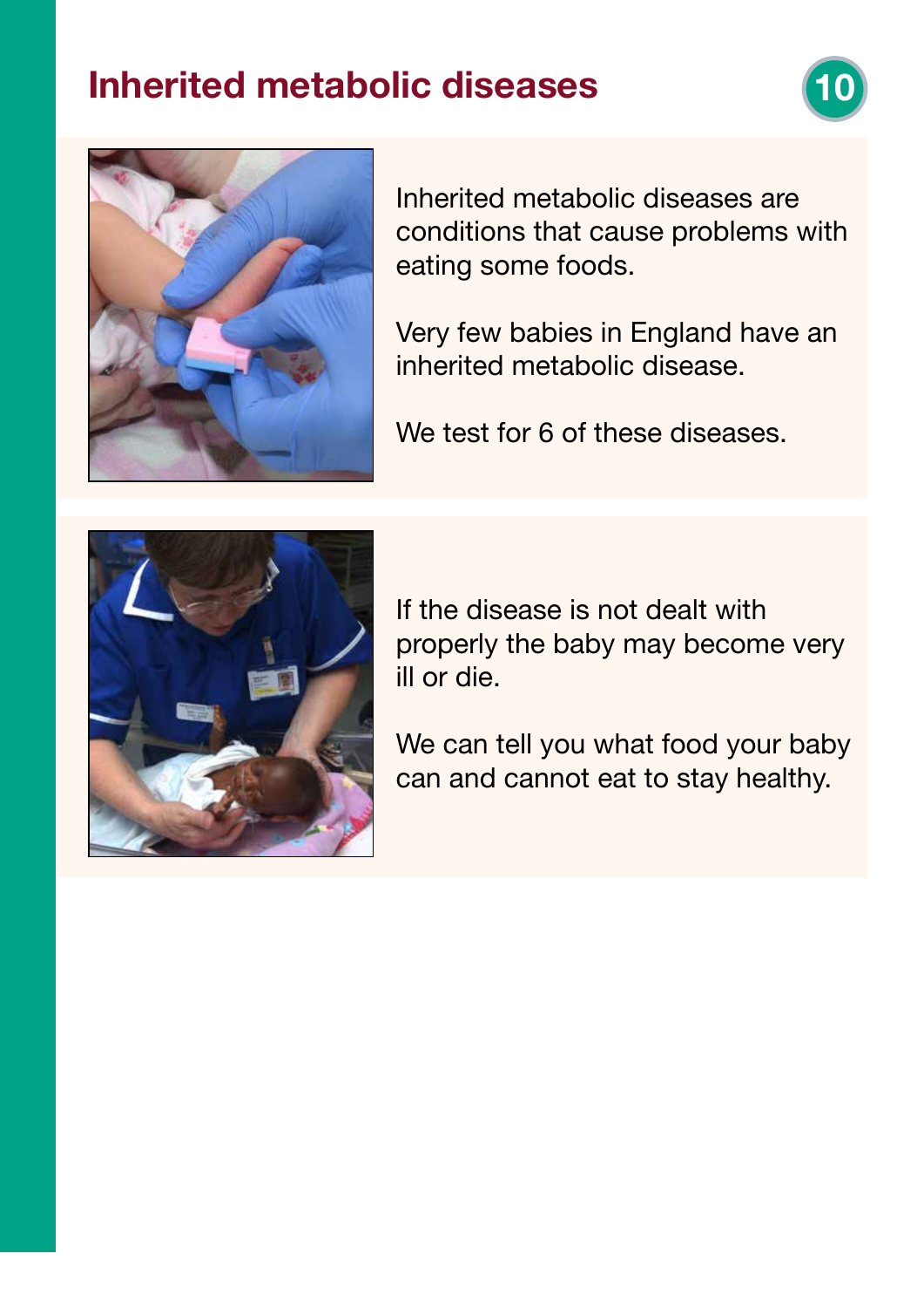# Inherited metabolic diseases

Inherited metabolic diseases are conditions that cause problems with eating some foods.

Very few babies in England have an inherited metabolic disease.

We test for 6 of these diseases.

If the disease is not dealt with properly the baby may become very ill or die.

We can tell you what food your baby can and cannot eat to stay healthy.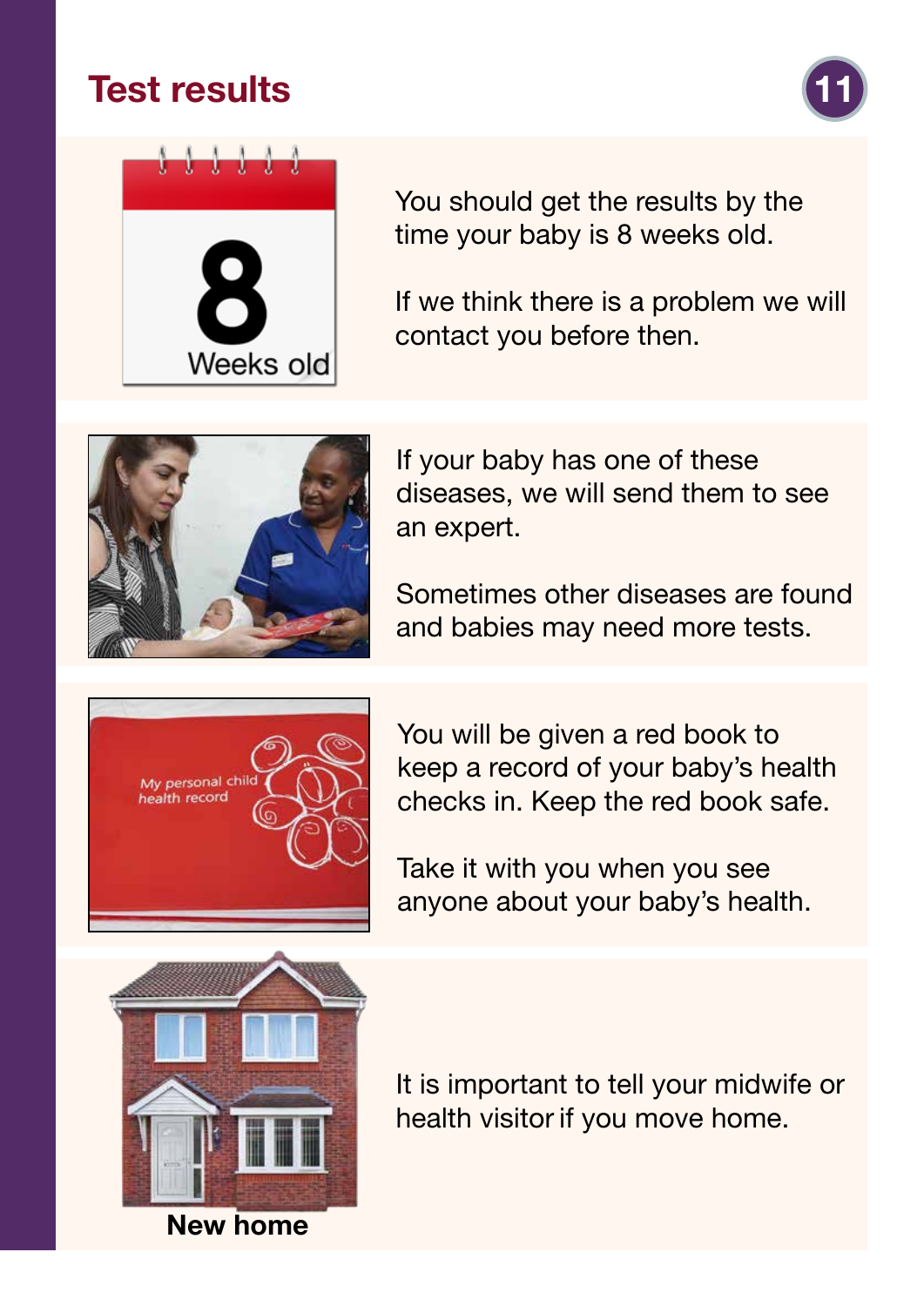# Test results

You should get the results by the time your baby is 8 weeks old.

If we think there is a problem we will contact you before then.

If your baby has one of these diseases, we will send them to see an expert.

Sometimes other diseases are found and babies may need more tests.

You will be given a red book to keep a record of your baby's health checks in. Keep the red book safe.

Take it with you when you see anyone about your baby's health.

It is important to tell your midwife or health visitor if you move home.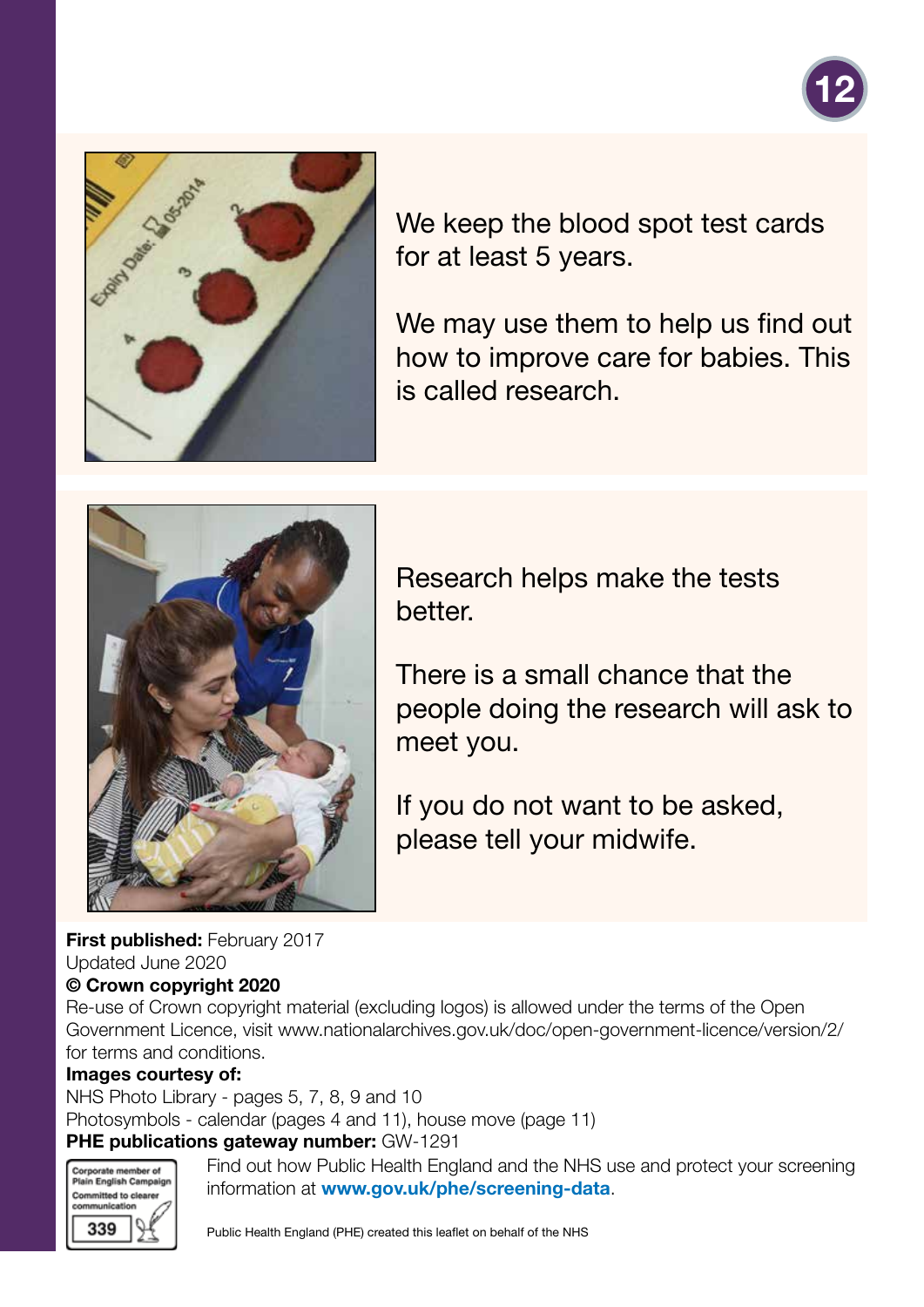We keep the blood spot test cards for at least 5 years.

We may use them to help us find out how to improve care for babies. This is called research.

Research helps make the tests better.

There is a small chance that the people doing the research will ask to meet you.

If you do not want to be asked, please tell your midwife.

**First published:** February 2017
Updated June 2020
**© Crown copyright 2020**
Re-use of Crown copyright material (excluding logos) is allowed under the terms of the Open Government Licence, visit www.nationalarchives.gov.uk/doc/open-government-licence/version/2/ for terms and conditions.
**Images courtesy of:**
NHS Photo Library - pages 5, 7, 8, 9 and 10
Photosymbols - calendar (pages 4 and 11), house move (page 11)
**PHE publications gateway number:** GW-1291

Corporate member of Plain English Campaign Committed to clearer communication 339

Find out how Public Health England and the NHS use and protect your screening information at **www.gov.uk/phe/screening-data**.

Public Health England (PHE) created this leaflet on behalf of the NHS